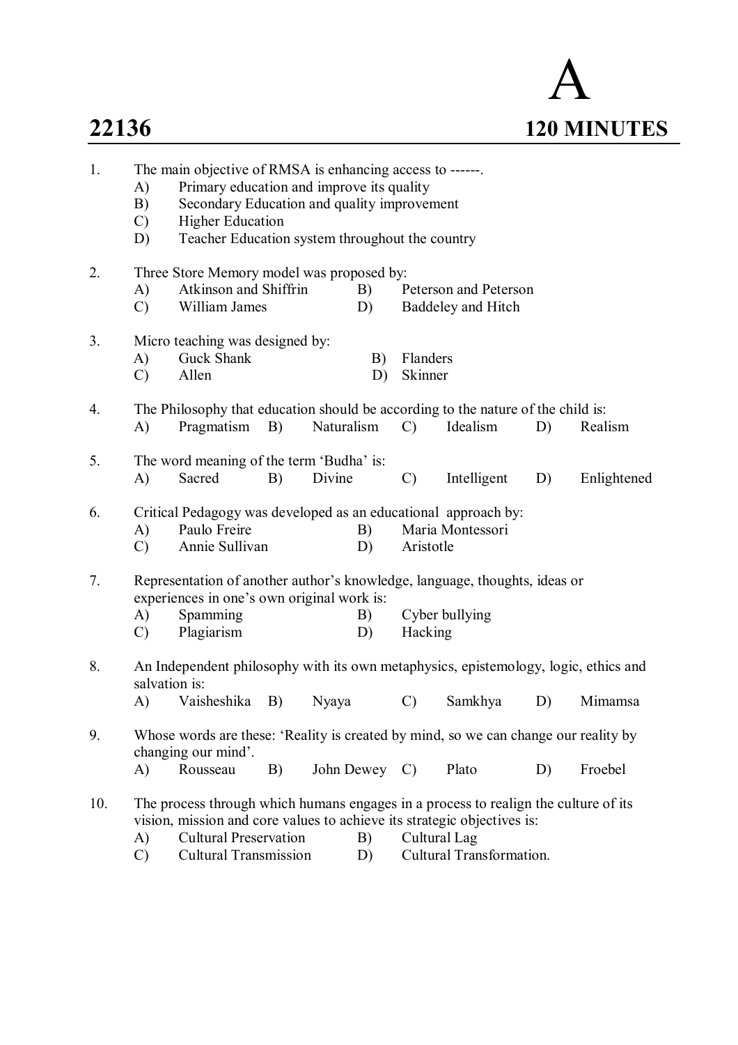# 22136

# A

**120 MINUTES**

1. The main objective of RMSA is enhancing access to ------.
   - A) Primary education and improve its quality
   - B) Secondary Education and quality improvement
   - C) Higher Education
   - D) Teacher Education system throughout the country

2. Three Store Memory model was proposed by:
   - A) Atkinson and Shiffrin
   - B) Peterson and Peterson
   - C) William James
   - D) Baddeley and Hitch

3. Micro teaching was designed by:
   - A) Guck Shank
   - B) Flanders
   - C) Allen
   - D) Skinner

4. The Philosophy that education should be according to the nature of the child is:
   - A) Pragmatism
   - B) Naturalism
   - C) Idealism
   - D) Realism

5. The word meaning of the term 'Budha' is:
   - A) Sacred
   - B) Divine
   - C) Intelligent
   - D) Enlightened

6. Critical Pedagogy was developed as an educational approach by:
   - A) Paulo Freire
   - B) Maria Montessori
   - C) Annie Sullivan
   - D) Aristotle

7. Representation of another author's knowledge, language, thoughts, ideas or experiences in one's own original work is:
   - A) Spamming
   - B) Cyber bullying
   - C) Plagiarism
   - D) Hacking

8. An Independent philosophy with its own metaphysics, epistemology, logic, ethics and salvation is:
   - A) Vaisheshika
   - B) Nyaya
   - C) Samkhya
   - D) Mimamsa

9. Whose words are these: 'Reality is created by mind, so we can change our reality by changing our mind'.
   - A) Rousseau
   - B) John Dewey
   - C) Plato
   - D) Froebel

10. The process through which humans engages in a process to realign the culture of its vision, mission and core values to achieve its strategic objectives is:
    - A) Cultural Preservation
    - B) Cultural Lag
    - C) Cultural Transmission
    - D) Cultural Transformation.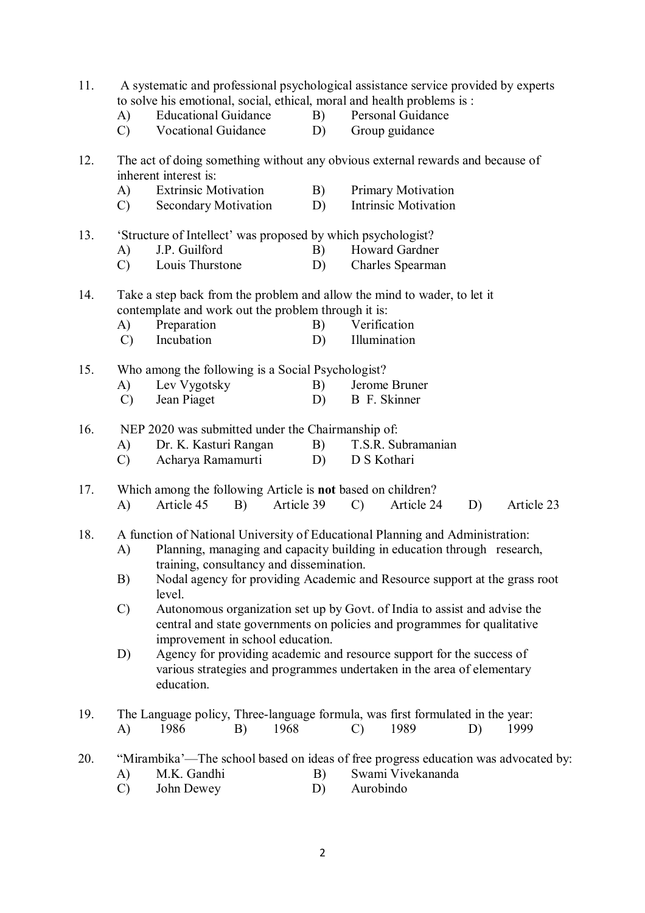11. A systematic and professional psychological assistance service provided by experts to solve his emotional, social, ethical, moral and health problems is :
    A) Educational Guidance B) Personal Guidance
    C) Vocational Guidance D) Group guidance

12. The act of doing something without any obvious external rewards and because of inherent interest is:
    A) Extrinsic Motivation B) Primary Motivation
    C) Secondary Motivation D) Intrinsic Motivation

13. 'Structure of Intellect' was proposed by which psychologist?
    A) J.P. Guilford B) Howard Gardner
    C) Louis Thurstone D) Charles Spearman

14. Take a step back from the problem and allow the mind to wader, to let it contemplate and work out the problem through it is:
    A) Preparation B) Verification
    C) Incubation D) Illumination

15. Who among the following is a Social Psychologist?
    A) Lev Vygotsky B) Jerome Bruner
    C) Jean Piaget D) B F. Skinner

16. NEP 2020 was submitted under the Chairmanship of:
    A) Dr. K. Kasturi Rangan B) T.S.R. Subramanian
    C) Acharya Ramamurti D) D S Kothari

17. Which among the following Article is **not** based on children?
    A) Article 45 B) Article 39 C) Article 24 D) Article 23

18. A function of National University of Educational Planning and Administration:
    A) Planning, managing and capacity building in education through research, training, consultancy and dissemination.
    B) Nodal agency for providing Academic and Resource support at the grass root level.
    C) Autonomous organization set up by Govt. of India to assist and advise the central and state governments on policies and programmes for qualitative improvement in school education.
    D) Agency for providing academic and resource support for the success of various strategies and programmes undertaken in the area of elementary education.

19. The Language policy, Three-language formula, was first formulated in the year:
    A) 1986 B) 1968 C) 1989 D) 1999

20. "Mirambika"—The school based on ideas of free progress education was advocated by:
    A) M.K. Gandhi B) Swami Vivekananda
    C) John Dewey D) Aurobindo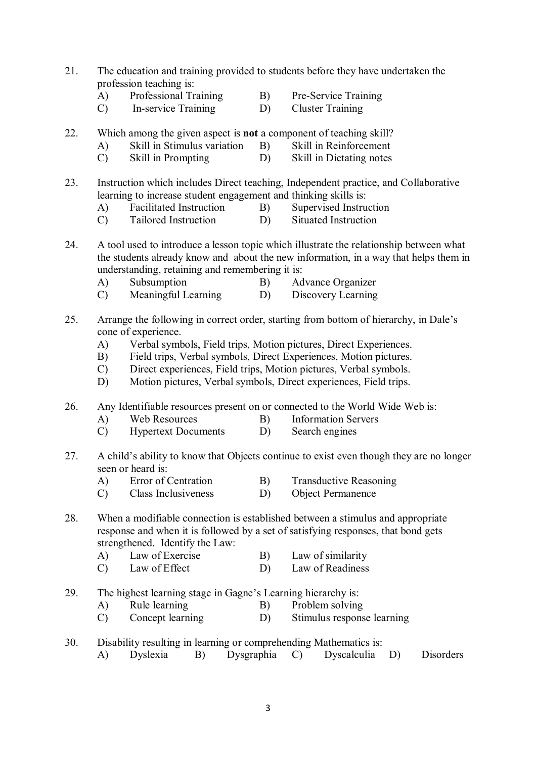21. The education and training provided to students before they have undertaken the profession teaching is:
    - A) Professional Training
    - B) Pre-Service Training
    - C) In-service Training
    - D) Cluster Training

22. Which among the given aspect is **not** a component of teaching skill?
    - A) Skill in Stimulus variation
    - B) Skill in Reinforcement
    - C) Skill in Prompting
    - D) Skill in Dictating notes

23. Instruction which includes Direct teaching, Independent practice, and Collaborative learning to increase student engagement and thinking skills is:
    - A) Facilitated Instruction
    - B) Supervised Instruction
    - C) Tailored Instruction
    - D) Situated Instruction

24. A tool used to introduce a lesson topic which illustrate the relationship between what the students already know and about the new information, in a way that helps them in understanding, retaining and remembering it is:
    - A) Subsumption
    - B) Advance Organizer
    - C) Meaningful Learning
    - D) Discovery Learning

25. Arrange the following in correct order, starting from bottom of hierarchy, in Dale's cone of experience.
    - A) Verbal symbols, Field trips, Motion pictures, Direct Experiences.
    - B) Field trips, Verbal symbols, Direct Experiences, Motion pictures.
    - C) Direct experiences, Field trips, Motion pictures, Verbal symbols.
    - D) Motion pictures, Verbal symbols, Direct experiences, Field trips.

26. Any Identifiable resources present on or connected to the World Wide Web is:
    - A) Web Resources
    - B) Information Servers
    - C) Hypertext Documents
    - D) Search engines

27. A child's ability to know that Objects continue to exist even though they are no longer seen or heard is:
    - A) Error of Centration
    - B) Transductive Reasoning
    - C) Class Inclusiveness
    - D) Object Permanence

28. When a modifiable connection is established between a stimulus and appropriate response and when it is followed by a set of satisfying responses, that bond gets strengthened. Identify the Law:
    - A) Law of Exercise
    - B) Law of similarity
    - C) Law of Effect
    - D) Law of Readiness

29. The highest learning stage in Gagne's Learning hierarchy is:
    - A) Rule learning
    - B) Problem solving
    - C) Concept learning
    - D) Stimulus response learning

30. Disability resulting in learning or comprehending Mathematics is:
    - A) Dyslexia
    - B) Dysgraphia
    - C) Dyscalculia
    - D) Disorders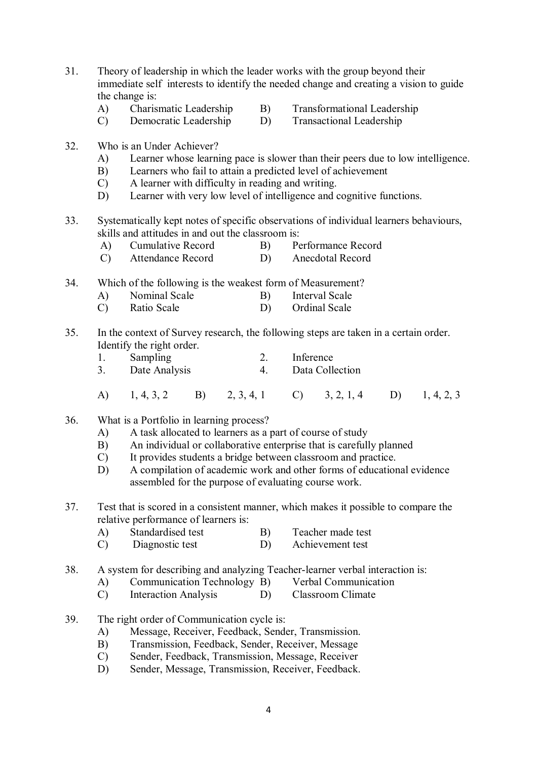31. Theory of leadership in which the leader works with the group beyond their immediate self interests to identify the needed change and creating a vision to guide the change is:
    - A) Charismatic Leadership
    - B) Transformational Leadership
    - C) Democratic Leadership
    - D) Transactional Leadership

32. Who is an Under Achiever?
    - A) Learner whose learning pace is slower than their peers due to low intelligence.
    - B) Learners who fail to attain a predicted level of achievement
    - C) A learner with difficulty in reading and writing.
    - D) Learner with very low level of intelligence and cognitive functions.

33. Systematically kept notes of specific observations of individual learners behaviours, skills and attitudes in and out the classroom is:
    - A) Cumulative Record
    - B) Performance Record
    - C) Attendance Record
    - D) Anecdotal Record

34. Which of the following is the weakest form of Measurement?
    - A) Nominal Scale
    - B) Interval Scale
    - C) Ratio Scale
    - D) Ordinal Scale

35. In the context of Survey research, the following steps are taken in a certain order. Identify the right order.
    1. Sampling
    2. Inference
    3. Date Analysis
    4. Data Collection

    - A) 1, 4, 3, 2
    - B) 2, 3, 4, 1
    - C) 3, 2, 1, 4
    - D) 1, 4, 2, 3

36. What is a Portfolio in learning process?
    - A) A task allocated to learners as a part of course of study
    - B) An individual or collaborative enterprise that is carefully planned
    - C) It provides students a bridge between classroom and practice.
    - D) A compilation of academic work and other forms of educational evidence assembled for the purpose of evaluating course work.

37. Test that is scored in a consistent manner, which makes it possible to compare the relative performance of learners is:
    - A) Standardised test
    - B) Teacher made test
    - C) Diagnostic test
    - D) Achievement test

38. A system for describing and analyzing Teacher-learner verbal interaction is:
    - A) Communication Technology
    - B) Verbal Communication
    - C) Interaction Analysis
    - D) Classroom Climate

39. The right order of Communication cycle is:
    - A) Message, Receiver, Feedback, Sender, Transmission.
    - B) Transmission, Feedback, Sender, Receiver, Message
    - C) Sender, Feedback, Transmission, Message, Receiver
    - D) Sender, Message, Transmission, Receiver, Feedback.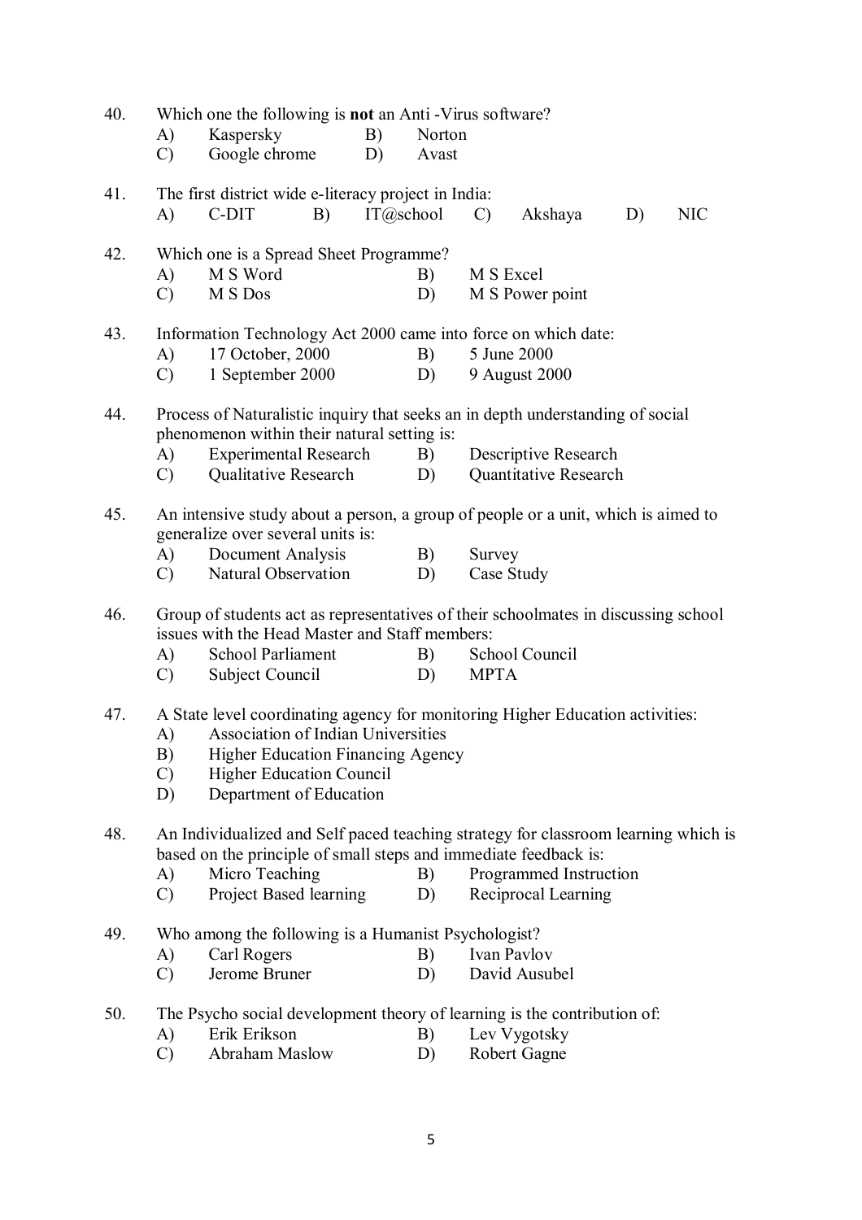40. Which one the following is **not** an Anti -Virus software?
    A) Kaspersky  B) Norton
    C) Google chrome  D) Avast

41. The first district wide e-literacy project in India:
    A) C-DIT  B) IT@school  C) Akshaya  D) NIC

42. Which one is a Spread Sheet Programme?
    A) M S Word  B) M S Excel
    C) M S Dos  D) M S Power point

43. Information Technology Act 2000 came into force on which date:
    A) 17 October, 2000  B) 5 June 2000
    C) 1 September 2000  D) 9 August 2000

44. Process of Naturalistic inquiry that seeks an in depth understanding of social phenomenon within their natural setting is:
    A) Experimental Research  B) Descriptive Research
    C) Qualitative Research  D) Quantitative Research

45. An intensive study about a person, a group of people or a unit, which is aimed to generalize over several units is:
    A) Document Analysis  B) Survey
    C) Natural Observation  D) Case Study

46. Group of students act as representatives of their schoolmates in discussing school issues with the Head Master and Staff members:
    A) School Parliament  B) School Council
    C) Subject Council  D) MPTA

47. A State level coordinating agency for monitoring Higher Education activities:
    A) Association of Indian Universities
    B) Higher Education Financing Agency
    C) Higher Education Council
    D) Department of Education

48. An Individualized and Self paced teaching strategy for classroom learning which is based on the principle of small steps and immediate feedback is:
    A) Micro Teaching  B) Programmed Instruction
    C) Project Based learning  D) Reciprocal Learning

49. Who among the following is a Humanist Psychologist?
    A) Carl Rogers  B) Ivan Pavlov
    C) Jerome Bruner  D) David Ausubel

50. The Psycho social development theory of learning is the contribution of:
    A) Erik Erikson  B) Lev Vygotsky
    C) Abraham Maslow  D) Robert Gagne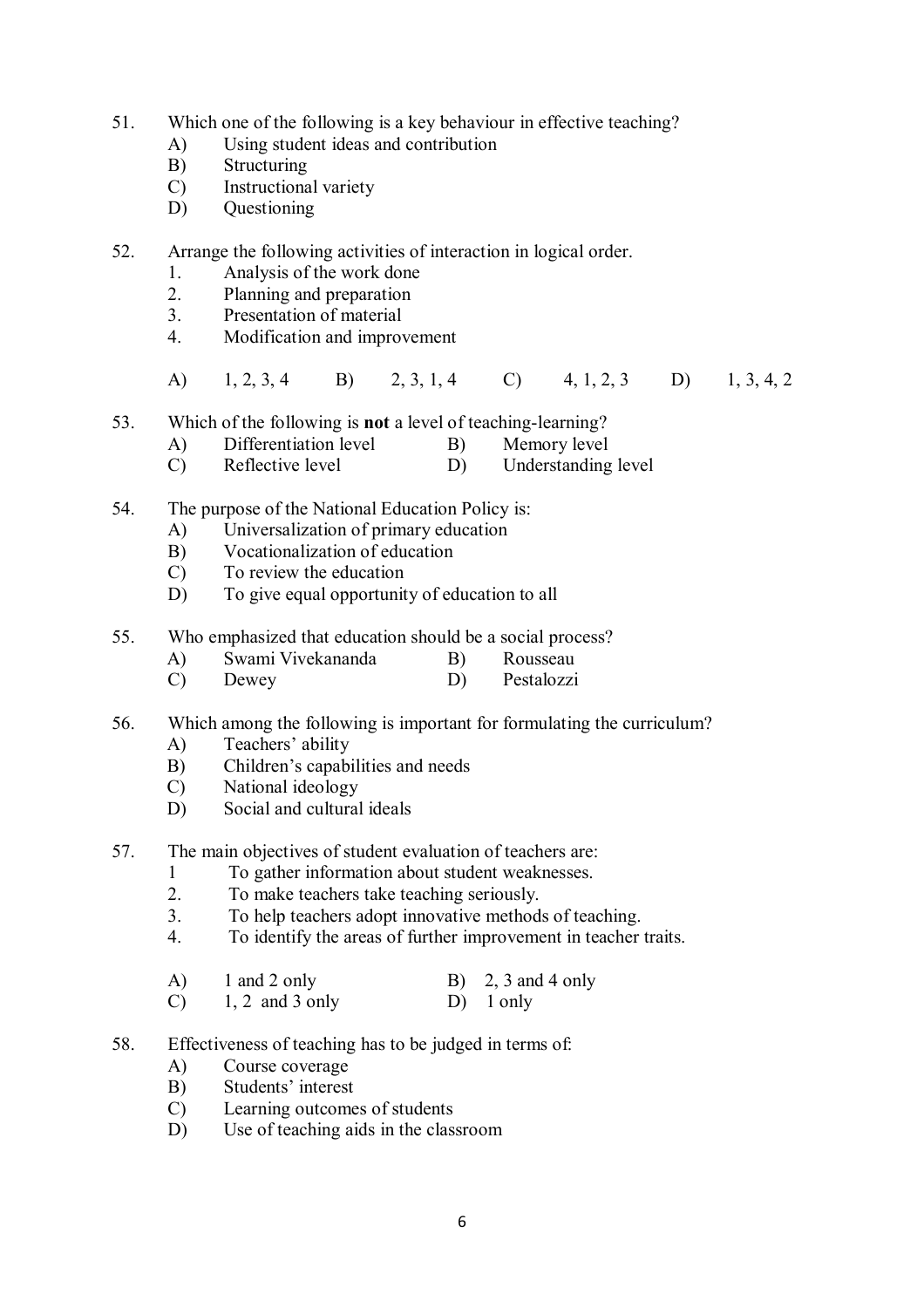51. Which one of the following is a key behaviour in effective teaching?
    A) Using student ideas and contribution
    B) Structuring
    C) Instructional variety
    D) Questioning

52. Arrange the following activities of interaction in logical order.
    1. Analysis of the work done
    2. Planning and preparation
    3. Presentation of material
    4. Modification and improvement

    A) 1, 2, 3, 4   B) 2, 3, 1, 4   C) 4, 1, 2, 3   D) 1, 3, 4, 2

53. Which of the following is **not** a level of teaching-learning?
    A) Differentiation level   B) Memory level
    C) Reflective level   D) Understanding level

54. The purpose of the National Education Policy is:
    A) Universalization of primary education
    B) Vocationalization of education
    C) To review the education
    D) To give equal opportunity of education to all

55. Who emphasized that education should be a social process?
    A) Swami Vivekananda   B) Rousseau
    C) Dewey   D) Pestalozzi

56. Which among the following is important for formulating the curriculum?
    A) Teachers' ability
    B) Children's capabilities and needs
    C) National ideology
    D) Social and cultural ideals

57. The main objectives of student evaluation of teachers are:
    1 To gather information about student weaknesses.
    2. To make teachers take teaching seriously.
    3. To help teachers adopt innovative methods of teaching.
    4. To identify the areas of further improvement in teacher traits.

    A) 1 and 2 only   B) 2, 3 and 4 only
    C) 1, 2 and 3 only   D) 1 only

58. Effectiveness of teaching has to be judged in terms of:
    A) Course coverage
    B) Students' interest
    C) Learning outcomes of students
    D) Use of teaching aids in the classroom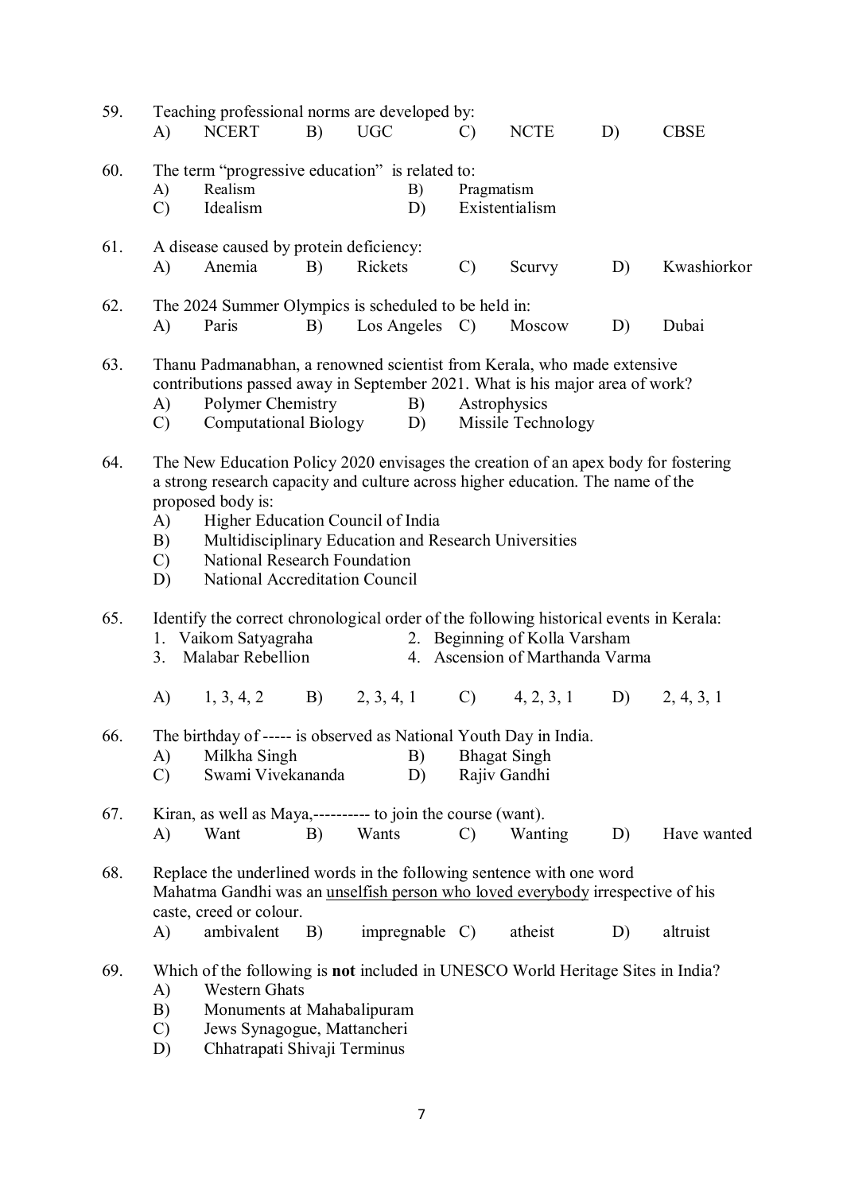59. Teaching professional norms are developed by:
    A) NCERT B) UGC C) NCTE D) CBSE

60. The term "progressive education" is related to:
    A) Realism B) Pragmatism
    C) Idealism D) Existentialism

61. A disease caused by protein deficiency:
    A) Anemia B) Rickets C) Scurvy D) Kwashiorkor

62. The 2024 Summer Olympics is scheduled to be held in:
    A) Paris B) Los Angeles C) Moscow D) Dubai

63. Thanu Padmanabhan, a renowned scientist from Kerala, who made extensive contributions passed away in September 2021. What is his major area of work?
    A) Polymer Chemistry B) Astrophysics
    C) Computational Biology D) Missile Technology

64. The New Education Policy 2020 envisages the creation of an apex body for fostering a strong research capacity and culture across higher education. The name of the proposed body is:
    A) Higher Education Council of India
    B) Multidisciplinary Education and Research Universities
    C) National Research Foundation
    D) National Accreditation Council

65. Identify the correct chronological order of the following historical events in Kerala:
    1. Vaikom Satyagraha 2. Beginning of Kolla Varsham
    3. Malabar Rebellion 4. Ascension of Marthanda Varma

    A) 1, 3, 4, 2 B) 2, 3, 4, 1 C) 4, 2, 3, 1 D) 2, 4, 3, 1

66. The birthday of ----- is observed as National Youth Day in India.
    A) Milkha Singh B) Bhagat Singh
    C) Swami Vivekananda D) Rajiv Gandhi

67. Kiran, as well as Maya,---------- to join the course (want).
    A) Want B) Wants C) Wanting D) Have wanted

68. Replace the underlined words in the following sentence with one word
    Mahatma Gandhi was an <u>unselfish person who loved everybody</u> irrespective of his caste, creed or colour.
    A) ambivalent B) impregnable C) atheist D) altruist

69. Which of the following is **not** included in UNESCO World Heritage Sites in India?
    A) Western Ghats
    B) Monuments at Mahabalipuram
    C) Jews Synagogue, Mattancheri
    D) Chhatrapati Shivaji Terminus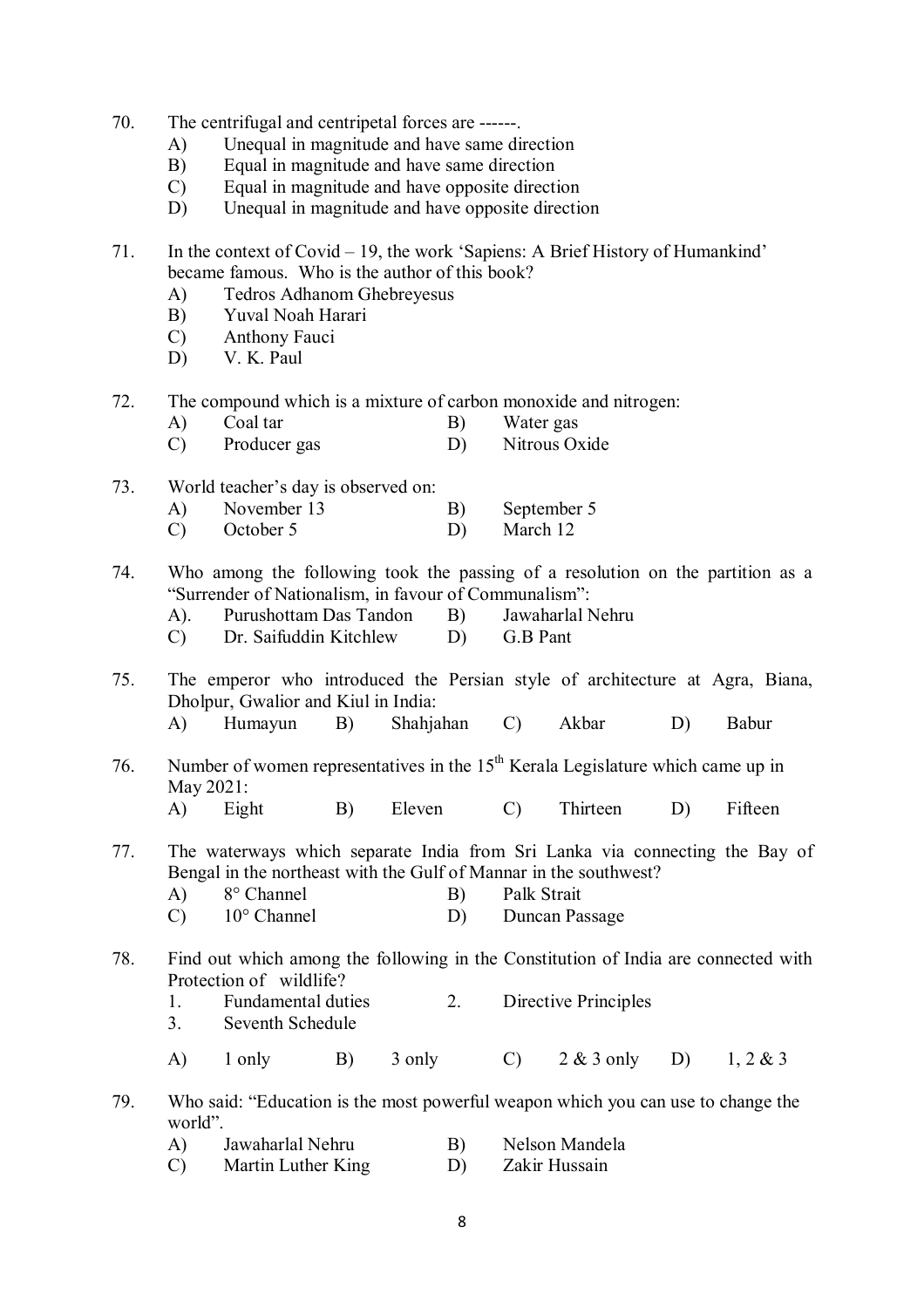70. The centrifugal and centripetal forces are ------.
    - A) Unequal in magnitude and have same direction
    - B) Equal in magnitude and have same direction
    - C) Equal in magnitude and have opposite direction
    - D) Unequal in magnitude and have opposite direction

71. In the context of Covid – 19, the work 'Sapiens: A Brief History of Humankind' became famous. Who is the author of this book?
    - A) Tedros Adhanom Ghebreyesus
    - B) Yuval Noah Harari
    - C) Anthony Fauci
    - D) V. K. Paul

72. The compound which is a mixture of carbon monoxide and nitrogen:
    - A) Coal tar
    - B) Water gas
    - C) Producer gas
    - D) Nitrous Oxide

73. World teacher's day is observed on:
    - A) November 13
    - B) September 5
    - C) October 5
    - D) March 12

74. Who among the following took the passing of a resolution on the partition as a "Surrender of Nationalism, in favour of Communalism":
    - A). Purushottam Das Tandon
    - B) Jawaharlal Nehru
    - C) Dr. Saifuddin Kitchlew
    - D) G.B Pant

75. The emperor who introduced the Persian style of architecture at Agra, Biana, Dholpur, Gwalior and Kiul in India:
    - A) Humayun
    - B) Shahjahan
    - C) Akbar
    - D) Babur

76. Number of women representatives in the 15$^{th}$ Kerala Legislature which came up in May 2021:
    - A) Eight
    - B) Eleven
    - C) Thirteen
    - D) Fifteen

77. The waterways which separate India from Sri Lanka via connecting the Bay of Bengal in the northeast with the Gulf of Mannar in the southwest?
    - A) 8° Channel
    - B) Palk Strait
    - C) 10° Channel
    - D) Duncan Passage

78. Find out which among the following in the Constitution of India are connected with Protection of wildlife?
    1. Fundamental duties
    2. Directive Principles
    3. Seventh Schedule

    - A) 1 only
    - B) 3 only
    - C) 2 & 3 only
    - D) 1, 2 & 3

79. Who said: "Education is the most powerful weapon which you can use to change the world".
    - A) Jawaharlal Nehru
    - B) Nelson Mandela
    - C) Martin Luther King
    - D) Zakir Hussain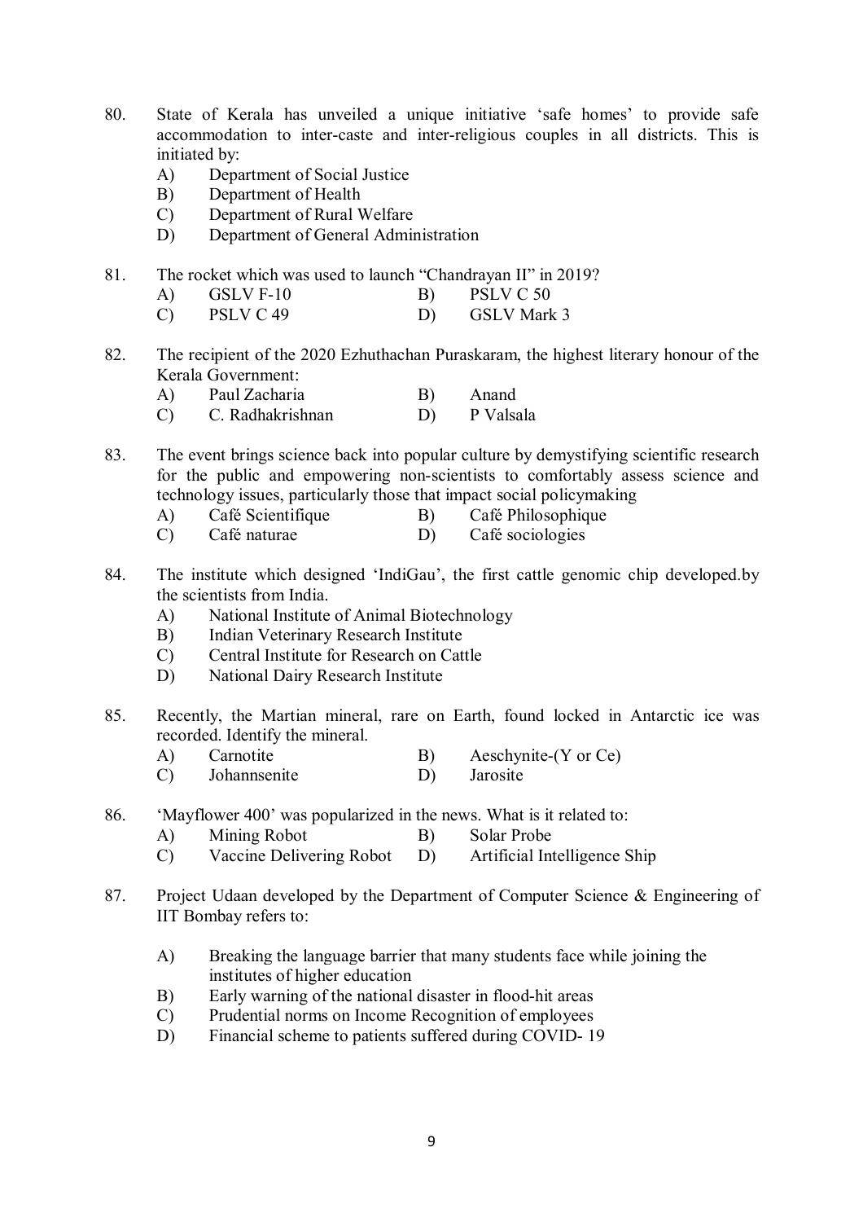80. State of Kerala has unveiled a unique initiative 'safe homes' to provide safe accommodation to inter-caste and inter-religious couples in all districts. This is initiated by:
    A) Department of Social Justice
    B) Department of Health
    C) Department of Rural Welfare
    D) Department of General Administration

81. The rocket which was used to launch "Chandrayan II" in 2019?
    A) GSLV F-10
    B) PSLV C 50
    C) PSLV C 49
    D) GSLV Mark 3

82. The recipient of the 2020 Ezhuthachan Puraskaram, the highest literary honour of the Kerala Government:
    A) Paul Zacharia
    B) Anand
    C) C. Radhakrishnan
    D) P Valsala

83. The event brings science back into popular culture by demystifying scientific research for the public and empowering non-scientists to comfortably assess science and technology issues, particularly those that impact social policymaking
    A) Café Scientifique
    B) Café Philosophique
    C) Café naturae
    D) Café sociologies

84. The institute which designed 'IndiGau', the first cattle genomic chip developed.by the scientists from India.
    A) National Institute of Animal Biotechnology
    B) Indian Veterinary Research Institute
    C) Central Institute for Research on Cattle
    D) National Dairy Research Institute

85. Recently, the Martian mineral, rare on Earth, found locked in Antarctic ice was recorded. Identify the mineral.
    A) Carnotite
    B) Aeschynite-(Y or Ce)
    C) Johannsenite
    D) Jarosite

86. 'Mayflower 400' was popularized in the news. What is it related to:
    A) Mining Robot
    B) Solar Probe
    C) Vaccine Delivering Robot
    D) Artificial Intelligence Ship

87. Project Udaan developed by the Department of Computer Science & Engineering of IIT Bombay refers to:
    A) Breaking the language barrier that many students face while joining the institutes of higher education
    B) Early warning of the national disaster in flood-hit areas
    C) Prudential norms on Income Recognition of employees
    D) Financial scheme to patients suffered during COVID- 19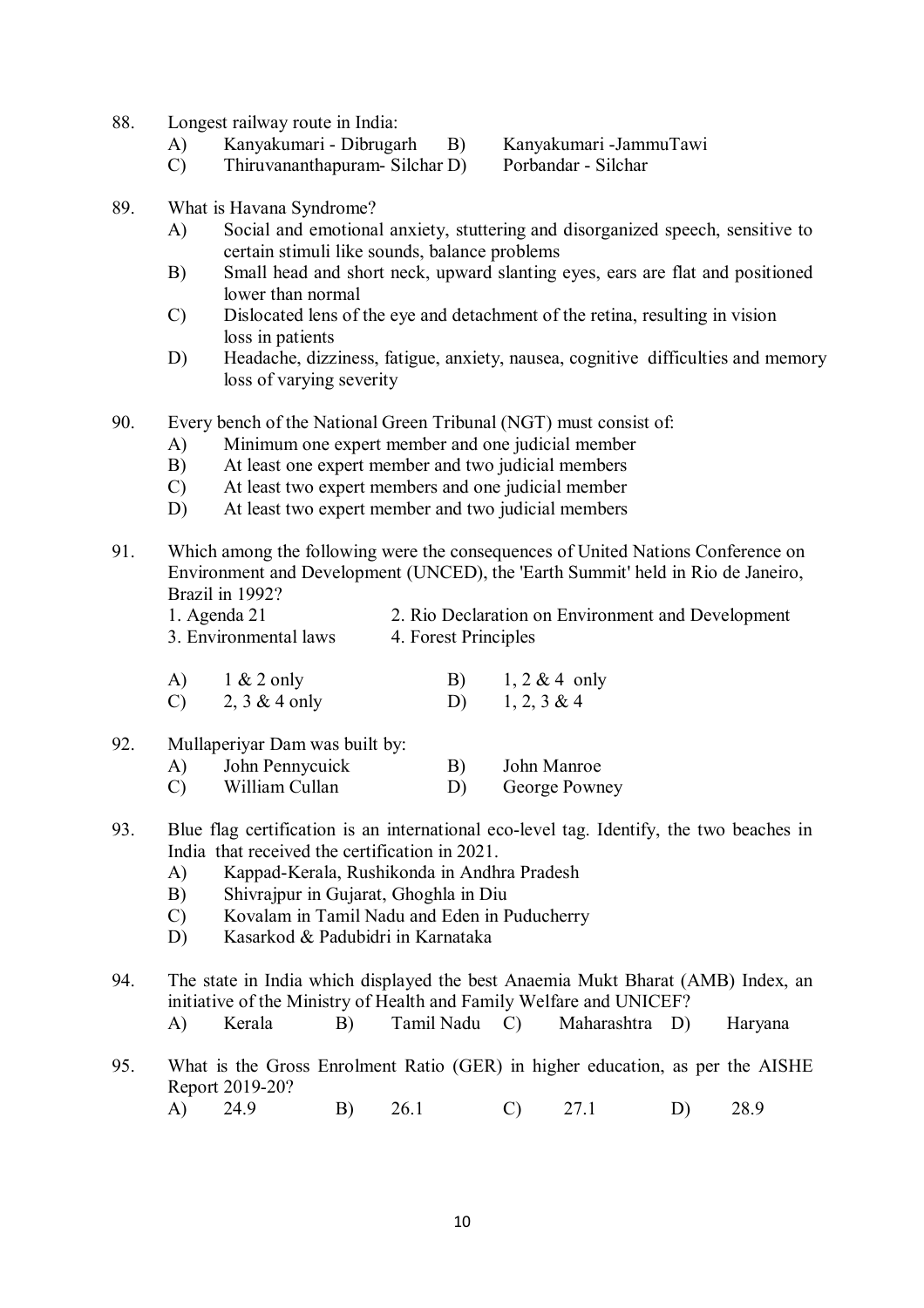88. Longest railway route in India:
   A) Kanyakumari - Dibrugarh  B) Kanyakumari -JammuTawi
   C) Thiruvananthapuram- Silchar D) Porbandar - Silchar

89. What is Havana Syndrome?
   A) Social and emotional anxiety, stuttering and disorganized speech, sensitive to certain stimuli like sounds, balance problems
   B) Small head and short neck, upward slanting eyes, ears are flat and positioned lower than normal
   C) Dislocated lens of the eye and detachment of the retina, resulting in vision loss in patients
   D) Headache, dizziness, fatigue, anxiety, nausea, cognitive difficulties and memory loss of varying severity

90. Every bench of the National Green Tribunal (NGT) must consist of:
   A) Minimum one expert member and one judicial member
   B) At least one expert member and two judicial members
   C) At least two expert members and one judicial member
   D) At least two expert member and two judicial members

91. Which among the following were the consequences of United Nations Conference on Environment and Development (UNCED), the 'Earth Summit' held in Rio de Janeiro, Brazil in 1992?

   1. Agenda 21  2. Rio Declaration on Environment and Development
   3. Environmental laws  4. Forest Principles

   A) 1 & 2 only  B) 1, 2 & 4 only
   C) 2, 3 & 4 only  D) 1, 2, 3 & 4

92. Mullaperiyar Dam was built by:
   A) John Pennycuick  B) John Manroe
   C) William Cullan  D) George Powney

93. Blue flag certification is an international eco-level tag. Identify, the two beaches in India that received the certification in 2021.
   A) Kappad-Kerala, Rushikonda in Andhra Pradesh
   B) Shivrajpur in Gujarat, Ghoghla in Diu
   C) Kovalam in Tamil Nadu and Eden in Puducherry
   D) Kasarkod & Padubidri in Karnataka

94. The state in India which displayed the best Anaemia Mukt Bharat (AMB) Index, an initiative of the Ministry of Health and Family Welfare and UNICEF?
   A) Kerala  B) Tamil Nadu  C) Maharashtra  D) Haryana

95. What is the Gross Enrolment Ratio (GER) in higher education, as per the AISHE Report 2019-20?
   A) 24.9  B) 26.1  C) 27.1  D) 28.9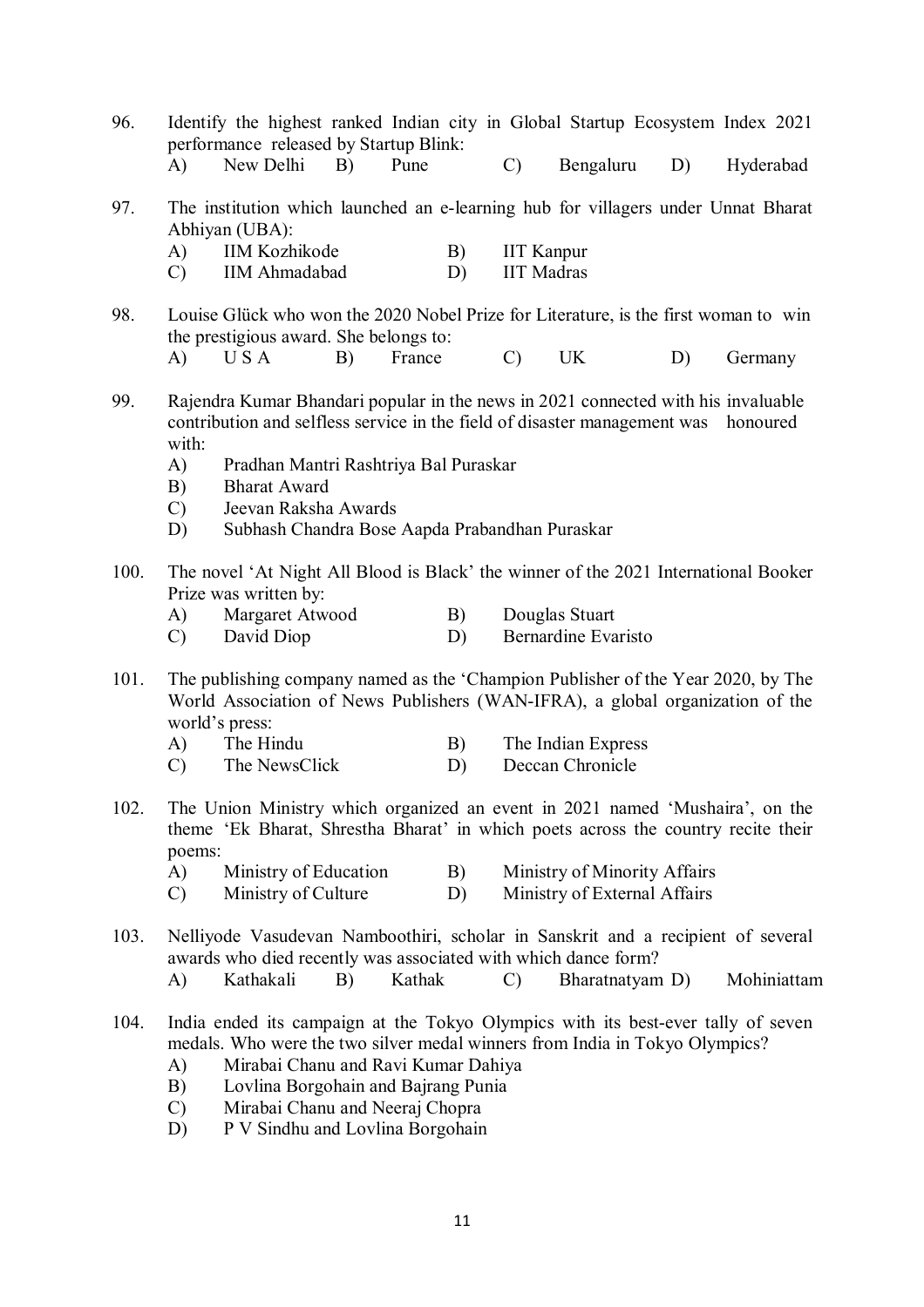96. Identify the highest ranked Indian city in Global Startup Ecosystem Index 2021 performance released by Startup Blink:
    A) New Delhi  B) Pune  C) Bengaluru  D) Hyderabad

97. The institution which launched an e-learning hub for villagers under Unnat Bharat Abhiyan (UBA):
    A) IIM Kozhikode  B) IIT Kanpur
    C) IIM Ahmadabad  D) IIT Madras

98. Louise Glück who won the 2020 Nobel Prize for Literature, is the first woman to win the prestigious award. She belongs to:
    A) U S A  B) France  C) UK  D) Germany

99. Rajendra Kumar Bhandari popular in the news in 2021 connected with his invaluable contribution and selfless service in the field of disaster management was honoured with:
    A) Pradhan Mantri Rashtriya Bal Puraskar
    B) Bharat Award
    C) Jeevan Raksha Awards
    D) Subhash Chandra Bose Aapda Prabandhan Puraskar

100. The novel 'At Night All Blood is Black' the winner of the 2021 International Booker Prize was written by:
    A) Margaret Atwood  B) Douglas Stuart
    C) David Diop  D) Bernardine Evaristo

101. The publishing company named as the 'Champion Publisher of the Year 2020, by The World Association of News Publishers (WAN-IFRA), a global organization of the world's press:
    A) The Hindu  B) The Indian Express
    C) The NewsClick  D) Deccan Chronicle

102. The Union Ministry which organized an event in 2021 named 'Mushaira', on the theme 'Ek Bharat, Shrestha Bharat' in which poets across the country recite their poems:
    A) Ministry of Education  B) Ministry of Minority Affairs
    C) Ministry of Culture  D) Ministry of External Affairs

103. Nelliyode Vasudevan Namboothiri, scholar in Sanskrit and a recipient of several awards who died recently was associated with which dance form?
    A) Kathakali  B) Kathak  C) Bharatnatyam  D) Mohiniattam

104. India ended its campaign at the Tokyo Olympics with its best-ever tally of seven medals. Who were the two silver medal winners from India in Tokyo Olympics?
    A) Mirabai Chanu and Ravi Kumar Dahiya
    B) Lovlina Borgohain and Bajrang Punia
    C) Mirabai Chanu and Neeraj Chopra
    D) P V Sindhu and Lovlina Borgohain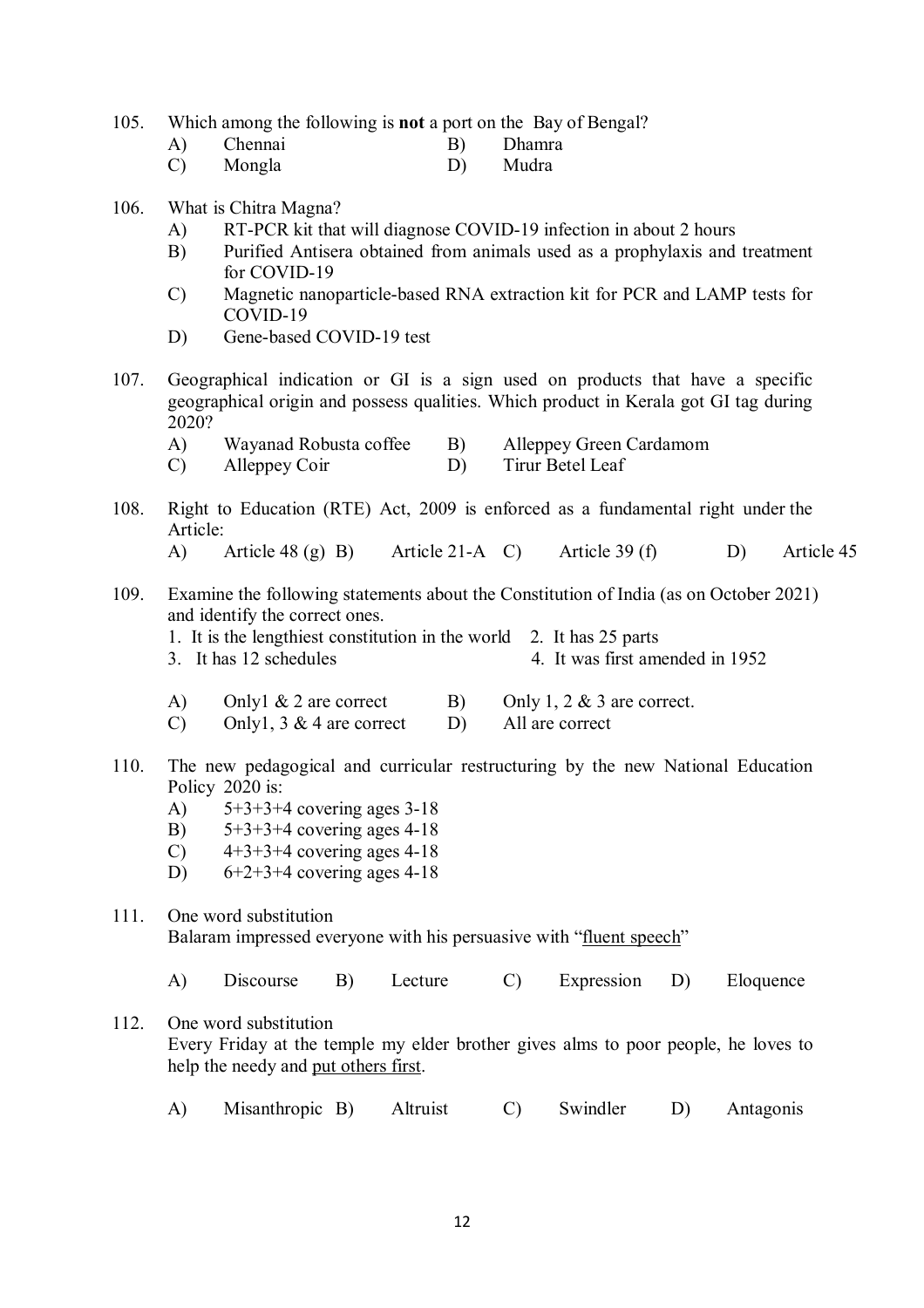105. Which among the following is **not** a port on the Bay of Bengal?

   A) Chennai  B) Dhamra
   C) Mongla  D) Mudra

106. What is Chitra Magna?

   A) RT-PCR kit that will diagnose COVID-19 infection in about 2 hours
   B) Purified Antisera obtained from animals used as a prophylaxis and treatment for COVID-19
   C) Magnetic nanoparticle-based RNA extraction kit for PCR and LAMP tests for COVID-19
   D) Gene-based COVID-19 test

107. Geographical indication or GI is a sign used on products that have a specific geographical origin and possess qualities. Which product in Kerala got GI tag during 2020?

   A) Wayanad Robusta coffee  B) Alleppey Green Cardamom
   C) Alleppey Coir  D) Tirur Betel Leaf

108. Right to Education (RTE) Act, 2009 is enforced as a fundamental right under the Article:

   A) Article 48 (g)  B) Article 21-A  C) Article 39 (f)  D) Article 45

109. Examine the following statements about the Constitution of India (as on October 2021) and identify the correct ones.

   1. It is the lengthiest constitution in the world  2. It has 25 parts
   3. It has 12 schedules  4. It was first amended in 1952

   A) Only1 & 2 are correct  B) Only 1, 2 & 3 are correct.
   C) Only1, 3 & 4 are correct  D) All are correct

110. The new pedagogical and curricular restructuring by the new National Education Policy 2020 is:

   A) 5+3+3+4 covering ages 3-18
   B) 5+3+3+4 covering ages 4-18
   C) 4+3+3+4 covering ages 4-18
   D) 6+2+3+4 covering ages 4-18

111. One word substitution
   Balaram impressed everyone with his persuasive with "<u>fluent speech</u>"

   A) Discourse  B) Lecture  C) Expression  D) Eloquence

112. One word substitution
   Every Friday at the temple my elder brother gives alms to poor people, he loves to help the needy and <u>put others first</u>.

   A) Misanthropic  B) Altruist  C) Swindler  D) Antagonis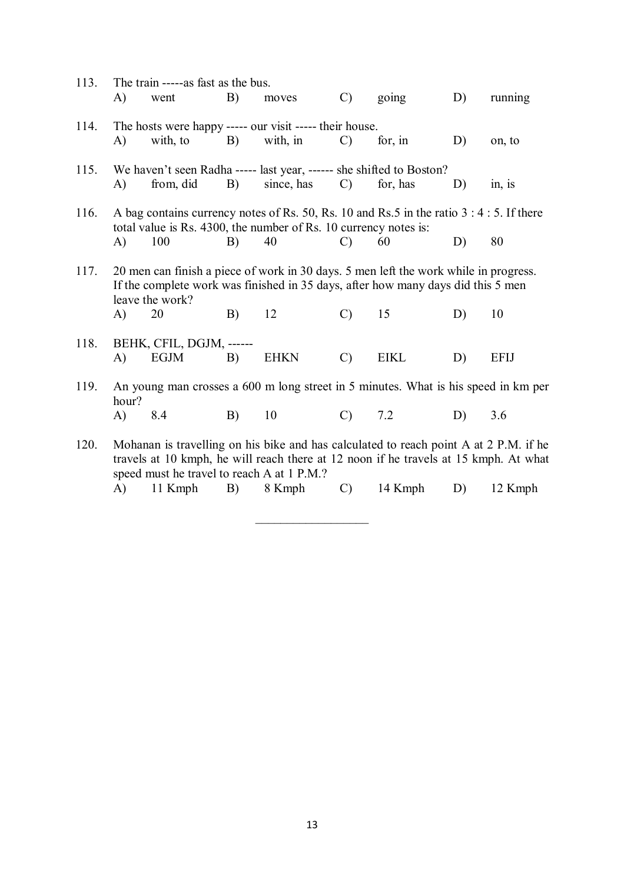113. The train -----as fast as the bus.

A) went B) moves C) going D) running

114. The hosts were happy ----- our visit ----- their house.

A) with, to B) with, in C) for, in D) on, to

115. We haven't seen Radha ----- last year, ------ she shifted to Boston?

A) from, did B) since, has C) for, has D) in, is

116. A bag contains currency notes of Rs. 50, Rs. 10 and Rs.5 in the ratio 3 : 4 : 5. If there total value is Rs. 4300, the number of Rs. 10 currency notes is:

A) 100 B) 40 C) 60 D) 80

117. 20 men can finish a piece of work in 30 days. 5 men left the work while in progress. If the complete work was finished in 35 days, after how many days did this 5 men leave the work?

A) 20 B) 12 C) 15 D) 10

118. BEHK, CFIL, DGJM, ------

A) EGJM B) EHKN C) EIKL D) EFIJ

119. An young man crosses a 600 m long street in 5 minutes. What is his speed in km per hour?

A) 8.4 B) 10 C) 7.2 D) 3.6

120. Mohanan is travelling on his bike and has calculated to reach point A at 2 P.M. if he travels at 10 kmph, he will reach there at 12 noon if he travels at 15 kmph. At what speed must he travel to reach A at 1 P.M.?

A) 11 Kmph B) 8 Kmph C) 14 Kmph D) 12 Kmph

___________________